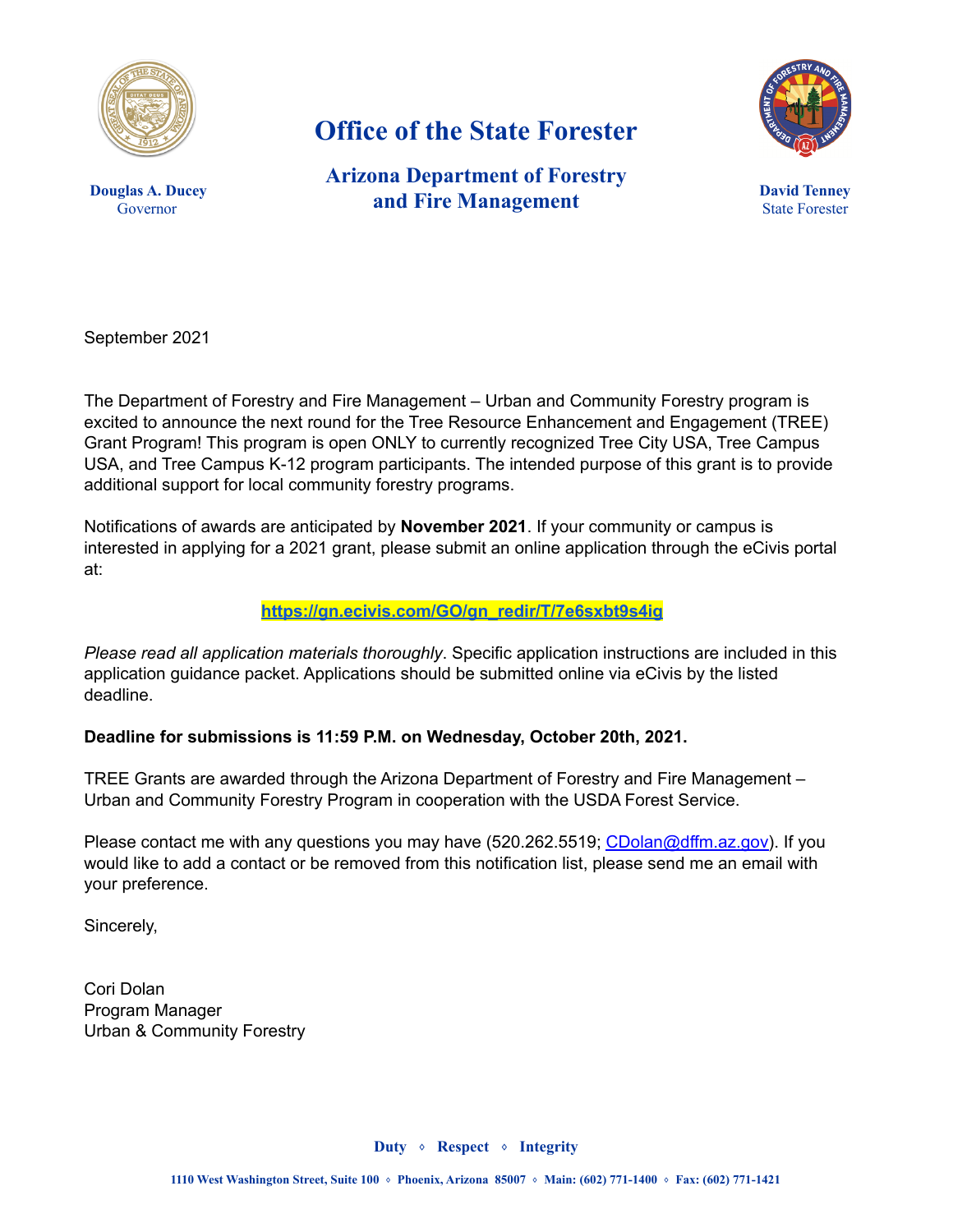Douglas A. Ducey
Governor

# Office of the State Forester

## Arizona Department of Forestry and Fire Management

David Tenney
State Forester

September 2021

The Department of Forestry and Fire Management – Urban and Community Forestry program is excited to announce the next round for the Tree Resource Enhancement and Engagement (TREE) Grant Program! This program is open ONLY to currently recognized Tree City USA, Tree Campus USA, and Tree Campus K-12 program participants. The intended purpose of this grant is to provide additional support for local community forestry programs.

Notifications of awards are anticipated by **November 2021**. If your community or campus is interested in applying for a 2021 grant, please submit an online application through the eCivis portal at:

**https://gn.ecivis.com/GO/gn_redir/T/7e6sxbt9s4ig**

*Please read all application materials thoroughly*. Specific application instructions are included in this application guidance packet. Applications should be submitted online via eCivis by the listed deadline.

**Deadline for submissions is 11:59 P.M. on Wednesday, October 20th, 2021.**

TREE Grants are awarded through the Arizona Department of Forestry and Fire Management – Urban and Community Forestry Program in cooperation with the USDA Forest Service.

Please contact me with any questions you may have (520.262.5519; CDolan@dffm.az.gov). If you would like to add a contact or be removed from this notification list, please send me an email with your preference.

Sincerely,

Cori Dolan
Program Manager
Urban & Community Forestry

**Duty ⋄ Respect ⋄ Integrity**

1110 West Washington Street, Suite 100 ⋄ Phoenix, Arizona 85007 ⋄ Main: (602) 771-1400 ⋄ Fax: (602) 771-1421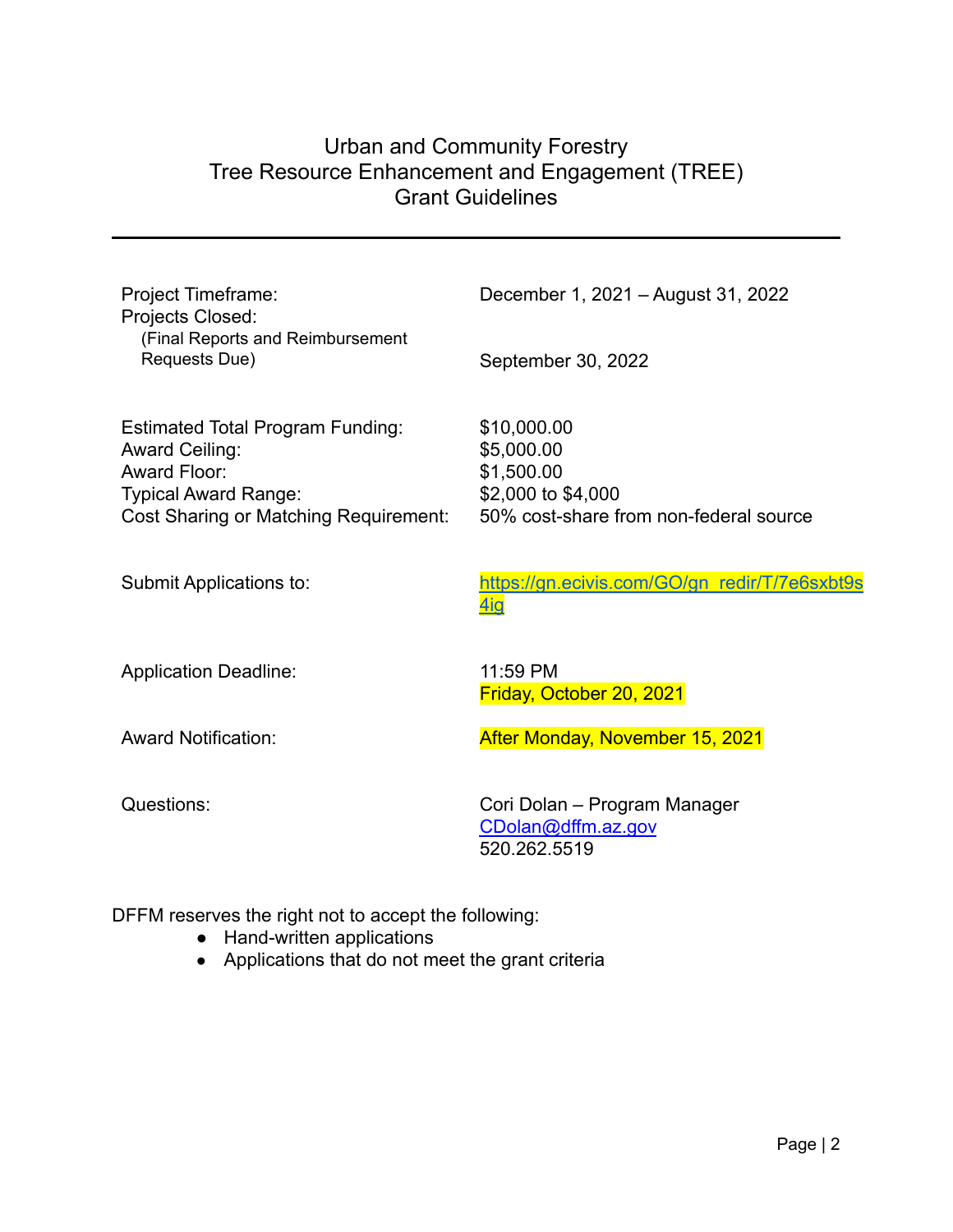# Urban and Community Forestry
# Tree Resource Enhancement and Engagement (TREE)
# Grant Guidelines

---

| | |
|---|---|
| Project Timeframe: | December 1, 2021 – August 31, 2022 |
| Projects Closed: (Final Reports and Reimbursement Requests Due) | September 30, 2022 |
| Estimated Total Program Funding: | $10,000.00 |
| Award Ceiling: | $5,000.00 |
| Award Floor: | $1,500.00 |
| Typical Award Range: | $2,000 to $4,000 |
| Cost Sharing or Matching Requirement: | 50% cost-share from non-federal source |
| Submit Applications to: | https://gn.ecivis.com/GO/gn_redir/T/7e6sxbt9s4ig |
| Application Deadline: | 11:59 PM Friday, October 20, 2021 |
| Award Notification: | After Monday, November 15, 2021 |
| Questions: | Cori Dolan – Program Manager CDolan@dffm.az.gov 520.262.5519 |

DFFM reserves the right not to accept the following:

- Hand-written applications
- Applications that do not meet the grant criteria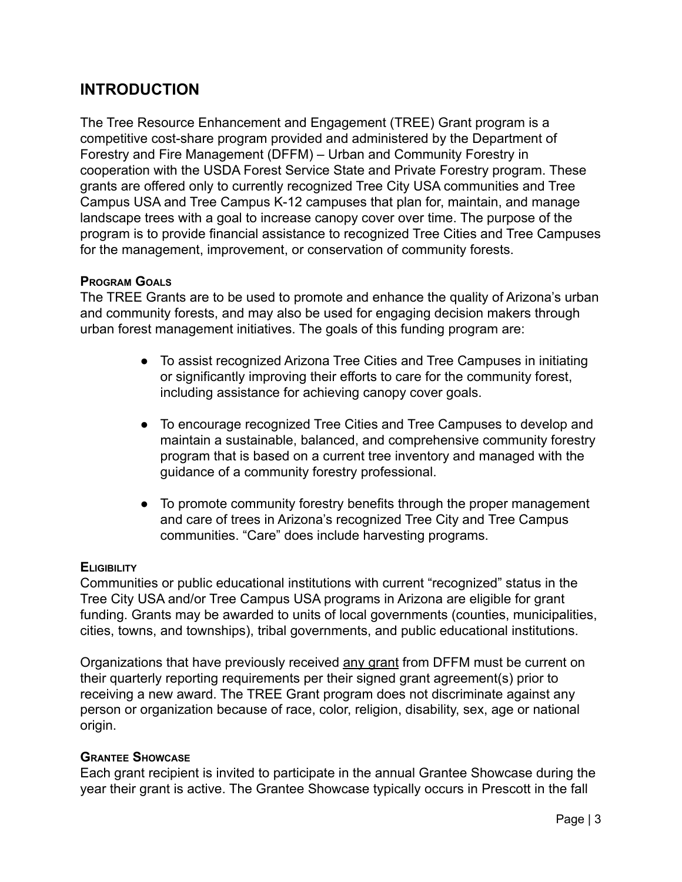## INTRODUCTION

The Tree Resource Enhancement and Engagement (TREE) Grant program is a competitive cost-share program provided and administered by the Department of Forestry and Fire Management (DFFM) – Urban and Community Forestry in cooperation with the USDA Forest Service State and Private Forestry program. These grants are offered only to currently recognized Tree City USA communities and Tree Campus USA and Tree Campus K-12 campuses that plan for, maintain, and manage landscape trees with a goal to increase canopy cover over time. The purpose of the program is to provide financial assistance to recognized Tree Cities and Tree Campuses for the management, improvement, or conservation of community forests.

#### PROGRAM GOALS

The TREE Grants are to be used to promote and enhance the quality of Arizona's urban and community forests, and may also be used for engaging decision makers through urban forest management initiatives. The goals of this funding program are:

- To assist recognized Arizona Tree Cities and Tree Campuses in initiating or significantly improving their efforts to care for the community forest, including assistance for achieving canopy cover goals.
- To encourage recognized Tree Cities and Tree Campuses to develop and maintain a sustainable, balanced, and comprehensive community forestry program that is based on a current tree inventory and managed with the guidance of a community forestry professional.
- To promote community forestry benefits through the proper management and care of trees in Arizona's recognized Tree City and Tree Campus communities. "Care" does include harvesting programs.

#### ELIGIBILITY

Communities or public educational institutions with current "recognized" status in the Tree City USA and/or Tree Campus USA programs in Arizona are eligible for grant funding. Grants may be awarded to units of local governments (counties, municipalities, cities, towns, and townships), tribal governments, and public educational institutions.

Organizations that have previously received <u>any grant</u> from DFFM must be current on their quarterly reporting requirements per their signed grant agreement(s) prior to receiving a new award. The TREE Grant program does not discriminate against any person or organization because of race, color, religion, disability, sex, age or national origin.

#### GRANTEE SHOWCASE

Each grant recipient is invited to participate in the annual Grantee Showcase during the year their grant is active. The Grantee Showcase typically occurs in Prescott in the fall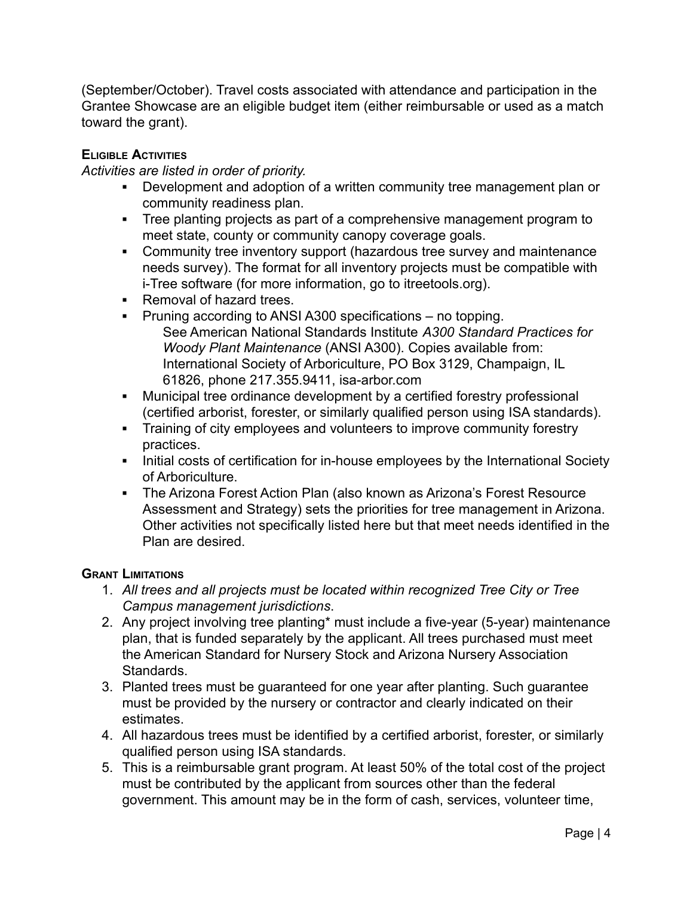(September/October). Travel costs associated with attendance and participation in the Grantee Showcase are an eligible budget item (either reimbursable or used as a match toward the grant).

### Eligible Activities

*Activities are listed in order of priority.*

- Development and adoption of a written community tree management plan or community readiness plan.
- Tree planting projects as part of a comprehensive management program to meet state, county or community canopy coverage goals.
- Community tree inventory support (hazardous tree survey and maintenance needs survey). The format for all inventory projects must be compatible with i-Tree software (for more information, go to itreetools.org).
- Removal of hazard trees.
- Pruning according to ANSI A300 specifications – no topping.
  See American National Standards Institute *A300 Standard Practices for Woody Plant Maintenance* (ANSI A300). Copies available from: International Society of Arboriculture, PO Box 3129, Champaign, IL 61826, phone 217.355.9411, isa-arbor.com
- Municipal tree ordinance development by a certified forestry professional (certified arborist, forester, or similarly qualified person using ISA standards).
- Training of city employees and volunteers to improve community forestry practices.
- Initial costs of certification for in-house employees by the International Society of Arboriculture.
- The Arizona Forest Action Plan (also known as Arizona's Forest Resource Assessment and Strategy) sets the priorities for tree management in Arizona. Other activities not specifically listed here but that meet needs identified in the Plan are desired.

### Grant Limitations

1. *All trees and all projects must be located within recognized Tree City or Tree Campus management jurisdictions.*
2. Any project involving tree planting* must include a five-year (5-year) maintenance plan, that is funded separately by the applicant. All trees purchased must meet the American Standard for Nursery Stock and Arizona Nursery Association Standards.
3. Planted trees must be guaranteed for one year after planting. Such guarantee must be provided by the nursery or contractor and clearly indicated on their estimates.
4. All hazardous trees must be identified by a certified arborist, forester, or similarly qualified person using ISA standards.
5. This is a reimbursable grant program. At least 50% of the total cost of the project must be contributed by the applicant from sources other than the federal government. This amount may be in the form of cash, services, volunteer time,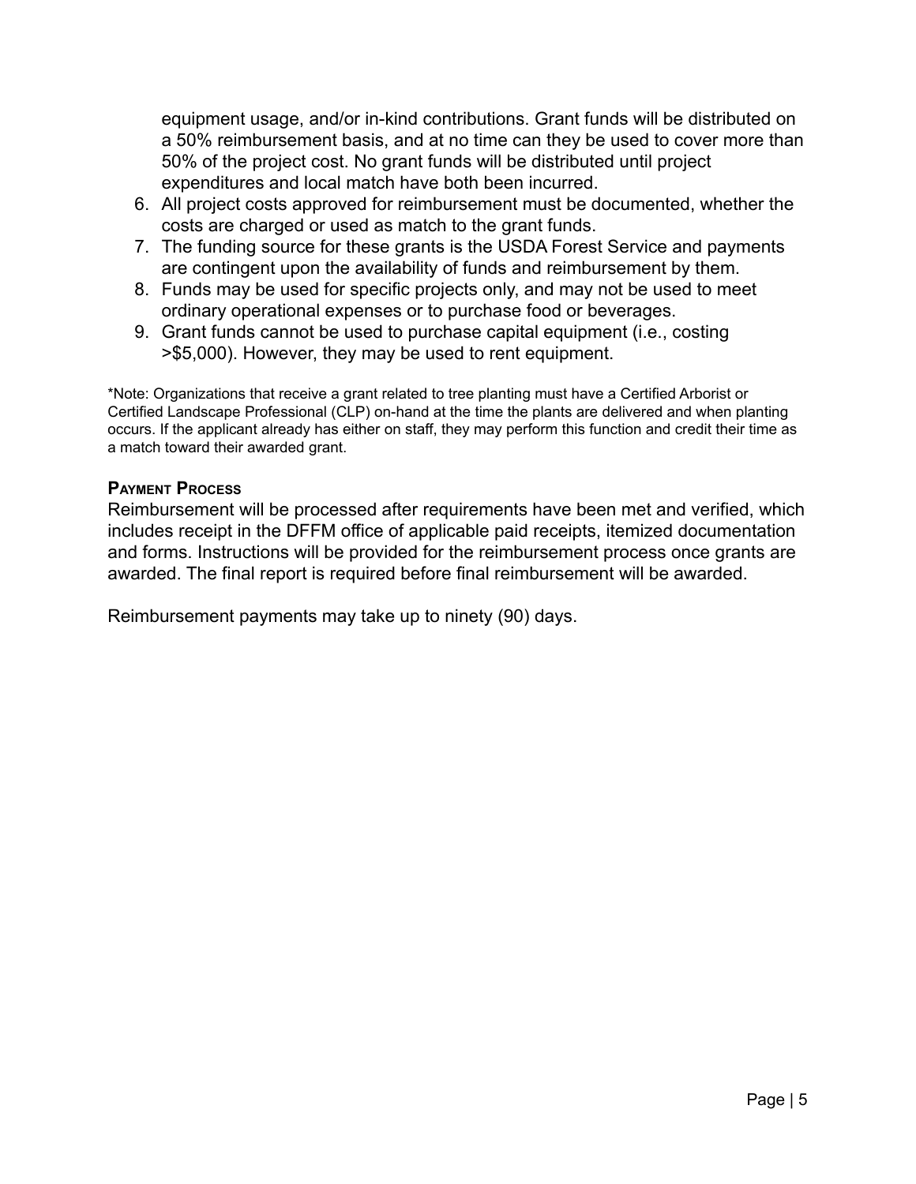equipment usage, and/or in-kind contributions. Grant funds will be distributed on a 50% reimbursement basis, and at no time can they be used to cover more than 50% of the project cost. No grant funds will be distributed until project expenditures and local match have both been incurred.

6. All project costs approved for reimbursement must be documented, whether the costs are charged or used as match to the grant funds.
7. The funding source for these grants is the USDA Forest Service and payments are contingent upon the availability of funds and reimbursement by them.
8. Funds may be used for specific projects only, and may not be used to meet ordinary operational expenses or to purchase food or beverages.
9. Grant funds cannot be used to purchase capital equipment (i.e., costing >$5,000). However, they may be used to rent equipment.

*Note: Organizations that receive a grant related to tree planting must have a Certified Arborist or Certified Landscape Professional (CLP) on-hand at the time the plants are delivered and when planting occurs. If the applicant already has either on staff, they may perform this function and credit their time as a match toward their awarded grant.

**Payment Process**

Reimbursement will be processed after requirements have been met and verified, which includes receipt in the DFFM office of applicable paid receipts, itemized documentation and forms. Instructions will be provided for the reimbursement process once grants are awarded. The final report is required before final reimbursement will be awarded.

Reimbursement payments may take up to ninety (90) days.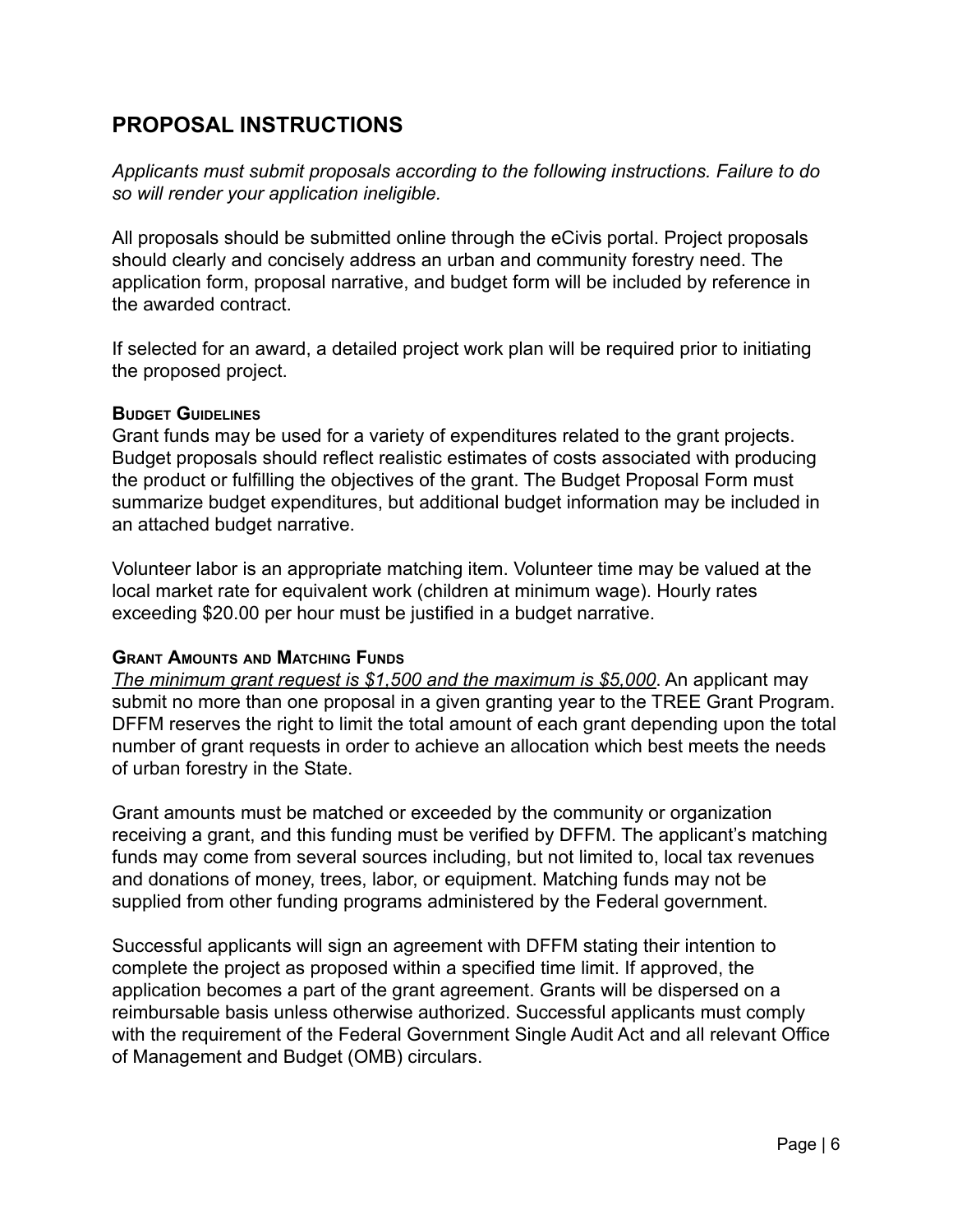## PROPOSAL INSTRUCTIONS

*Applicants must submit proposals according to the following instructions. Failure to do so will render your application ineligible.*

All proposals should be submitted online through the eCivis portal. Project proposals should clearly and concisely address an urban and community forestry need. The application form, proposal narrative, and budget form will be included by reference in the awarded contract.

If selected for an award, a detailed project work plan will be required prior to initiating the proposed project.

#### Budget Guidelines

Grant funds may be used for a variety of expenditures related to the grant projects. Budget proposals should reflect realistic estimates of costs associated with producing the product or fulfilling the objectives of the grant. The Budget Proposal Form must summarize budget expenditures, but additional budget information may be included in an attached budget narrative.

Volunteer labor is an appropriate matching item. Volunteer time may be valued at the local market rate for equivalent work (children at minimum wage). Hourly rates exceeding $20.00 per hour must be justified in a budget narrative.

#### Grant Amounts and Matching Funds

*The minimum grant request is $1,500 and the maximum is $5,000*. An applicant may submit no more than one proposal in a given granting year to the TREE Grant Program. DFFM reserves the right to limit the total amount of each grant depending upon the total number of grant requests in order to achieve an allocation which best meets the needs of urban forestry in the State.

Grant amounts must be matched or exceeded by the community or organization receiving a grant, and this funding must be verified by DFFM. The applicant's matching funds may come from several sources including, but not limited to, local tax revenues and donations of money, trees, labor, or equipment. Matching funds may not be supplied from other funding programs administered by the Federal government.

Successful applicants will sign an agreement with DFFM stating their intention to complete the project as proposed within a specified time limit. If approved, the application becomes a part of the grant agreement. Grants will be dispersed on a reimbursable basis unless otherwise authorized. Successful applicants must comply with the requirement of the Federal Government Single Audit Act and all relevant Office of Management and Budget (OMB) circulars.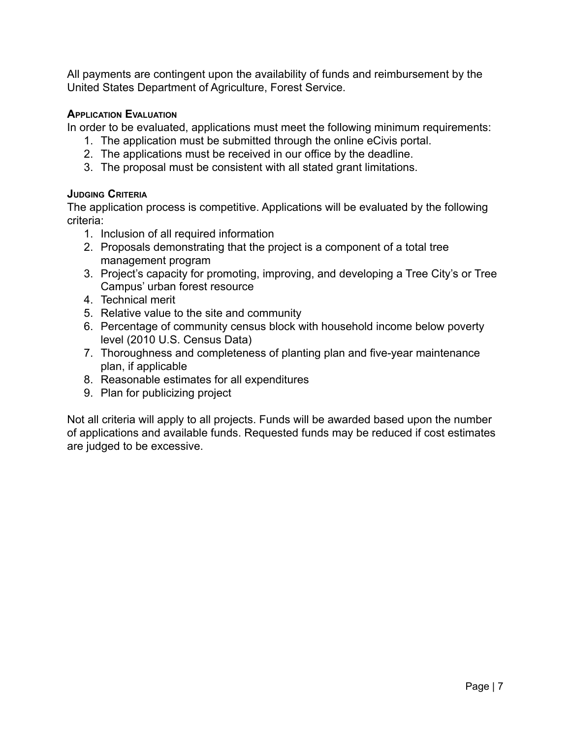All payments are contingent upon the availability of funds and reimbursement by the United States Department of Agriculture, Forest Service.

### Application Evaluation

In order to be evaluated, applications must meet the following minimum requirements:

1. The application must be submitted through the online eCivis portal.
2. The applications must be received in our office by the deadline.
3. The proposal must be consistent with all stated grant limitations.

### Judging Criteria

The application process is competitive. Applications will be evaluated by the following criteria:

1. Inclusion of all required information
2. Proposals demonstrating that the project is a component of a total tree management program
3. Project's capacity for promoting, improving, and developing a Tree City's or Tree Campus' urban forest resource
4. Technical merit
5. Relative value to the site and community
6. Percentage of community census block with household income below poverty level (2010 U.S. Census Data)
7. Thoroughness and completeness of planting plan and five-year maintenance plan, if applicable
8. Reasonable estimates for all expenditures
9. Plan for publicizing project

Not all criteria will apply to all projects. Funds will be awarded based upon the number of applications and available funds. Requested funds may be reduced if cost estimates are judged to be excessive.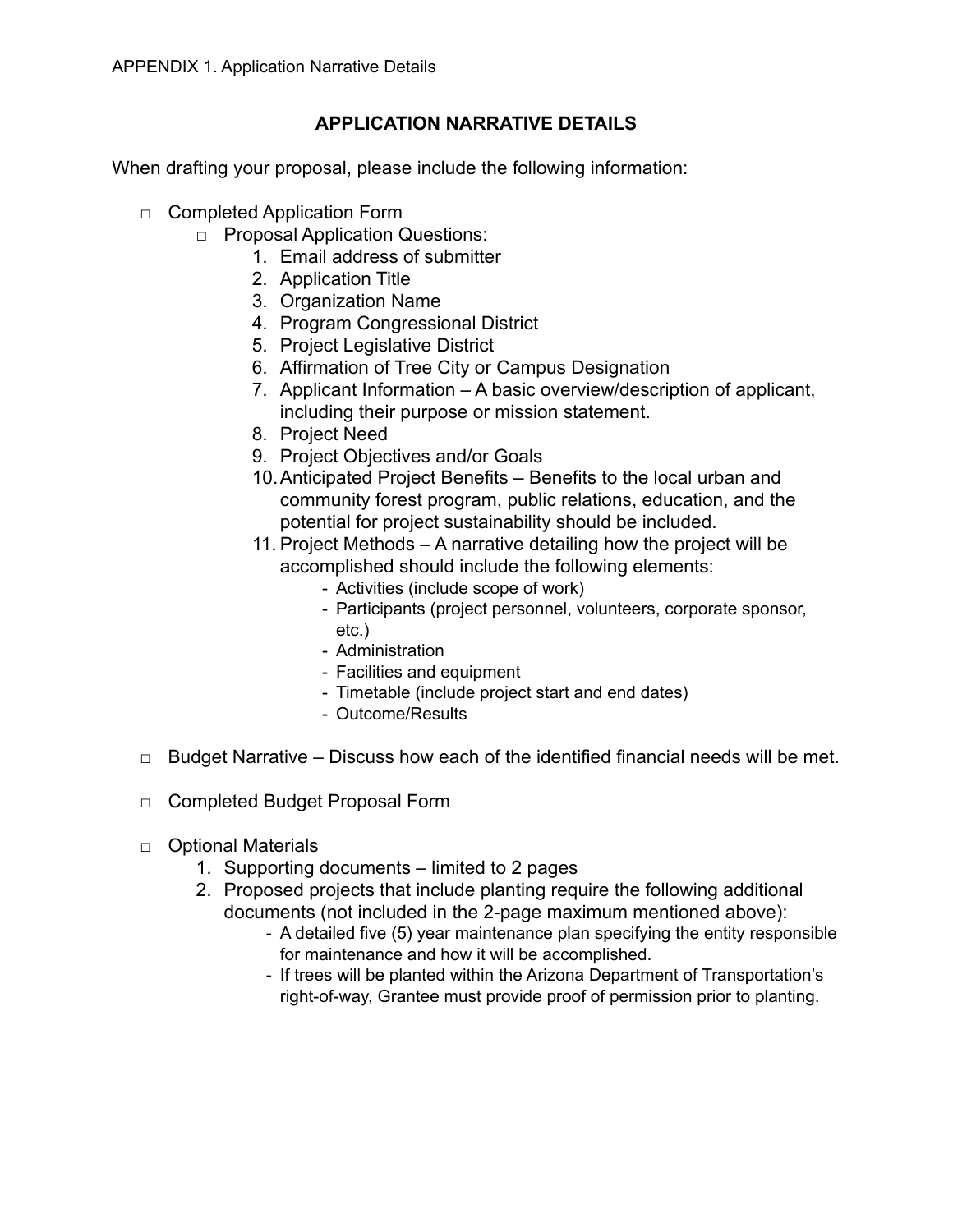APPENDIX 1. Application Narrative Details

## APPLICATION NARRATIVE DETAILS

When drafting your proposal, please include the following information:

- □ Completed Application Form
  - □ Proposal Application Questions:
    1. Email address of submitter
    2. Application Title
    3. Organization Name
    4. Program Congressional District
    5. Project Legislative District
    6. Affirmation of Tree City or Campus Designation
    7. Applicant Information – A basic overview/description of applicant, including their purpose or mission statement.
    8. Project Need
    9. Project Objectives and/or Goals
    10. Anticipated Project Benefits – Benefits to the local urban and community forest program, public relations, education, and the potential for project sustainability should be included.
    11. Project Methods – A narrative detailing how the project will be accomplished should include the following elements:
        - Activities (include scope of work)
        - Participants (project personnel, volunteers, corporate sponsor, etc.)
        - Administration
        - Facilities and equipment
        - Timetable (include project start and end dates)
        - Outcome/Results

- □ Budget Narrative – Discuss how each of the identified financial needs will be met.

- □ Completed Budget Proposal Form

- □ Optional Materials
  1. Supporting documents – limited to 2 pages
  2. Proposed projects that include planting require the following additional documents (not included in the 2-page maximum mentioned above):
     - A detailed five (5) year maintenance plan specifying the entity responsible for maintenance and how it will be accomplished.
     - If trees will be planted within the Arizona Department of Transportation's right-of-way, Grantee must provide proof of permission prior to planting.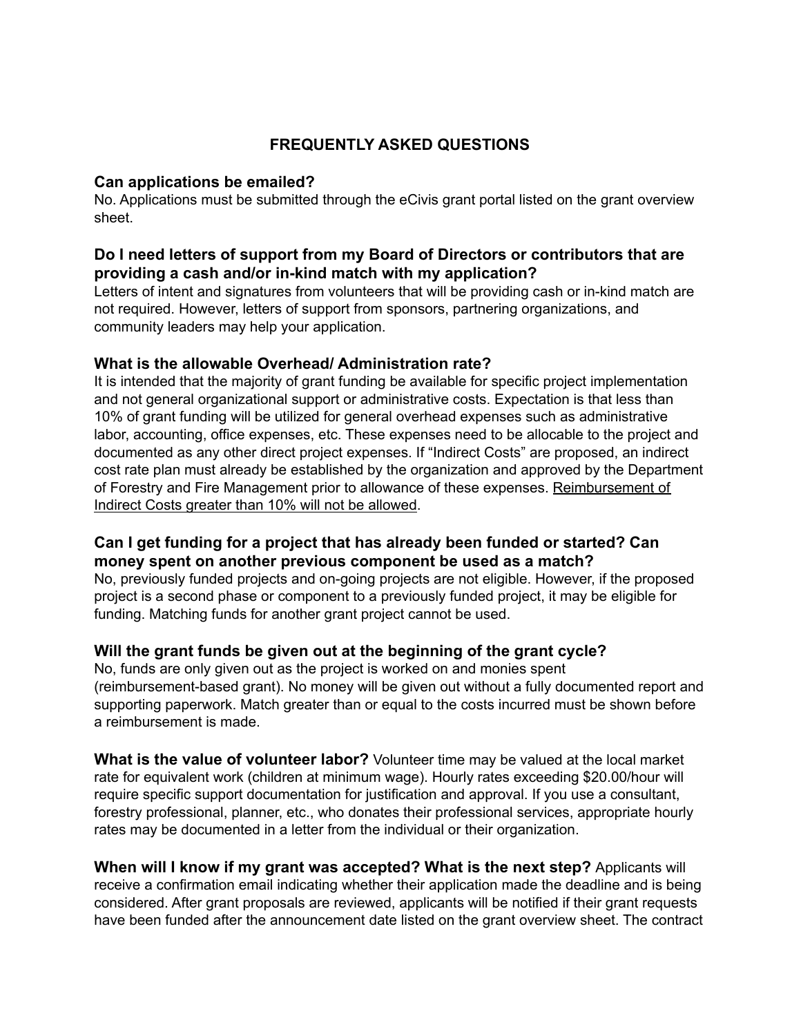## FREQUENTLY ASKED QUESTIONS

### Can applications be emailed?

No. Applications must be submitted through the eCivis grant portal listed on the grant overview sheet.

### Do I need letters of support from my Board of Directors or contributors that are providing a cash and/or in-kind match with my application?

Letters of intent and signatures from volunteers that will be providing cash or in-kind match are not required. However, letters of support from sponsors, partnering organizations, and community leaders may help your application.

### What is the allowable Overhead/ Administration rate?

It is intended that the majority of grant funding be available for specific project implementation and not general organizational support or administrative costs. Expectation is that less than 10% of grant funding will be utilized for general overhead expenses such as administrative labor, accounting, office expenses, etc. These expenses need to be allocable to the project and documented as any other direct project expenses. If "Indirect Costs" are proposed, an indirect cost rate plan must already be established by the organization and approved by the Department of Forestry and Fire Management prior to allowance of these expenses. <u>Reimbursement of Indirect Costs greater than 10% will not be allowed</u>.

### Can I get funding for a project that has already been funded or started? Can money spent on another previous component be used as a match?

No, previously funded projects and on-going projects are not eligible. However, if the proposed project is a second phase or component to a previously funded project, it may be eligible for funding. Matching funds for another grant project cannot be used.

### Will the grant funds be given out at the beginning of the grant cycle?

No, funds are only given out as the project is worked on and monies spent (reimbursement-based grant). No money will be given out without a fully documented report and supporting paperwork. Match greater than or equal to the costs incurred must be shown before a reimbursement is made.

**What is the value of volunteer labor?** Volunteer time may be valued at the local market rate for equivalent work (children at minimum wage). Hourly rates exceeding $20.00/hour will require specific support documentation for justification and approval. If you use a consultant, forestry professional, planner, etc., who donates their professional services, appropriate hourly rates may be documented in a letter from the individual or their organization.

**When will I know if my grant was accepted? What is the next step?** Applicants will receive a confirmation email indicating whether their application made the deadline and is being considered. After grant proposals are reviewed, applicants will be notified if their grant requests have been funded after the announcement date listed on the grant overview sheet. The contract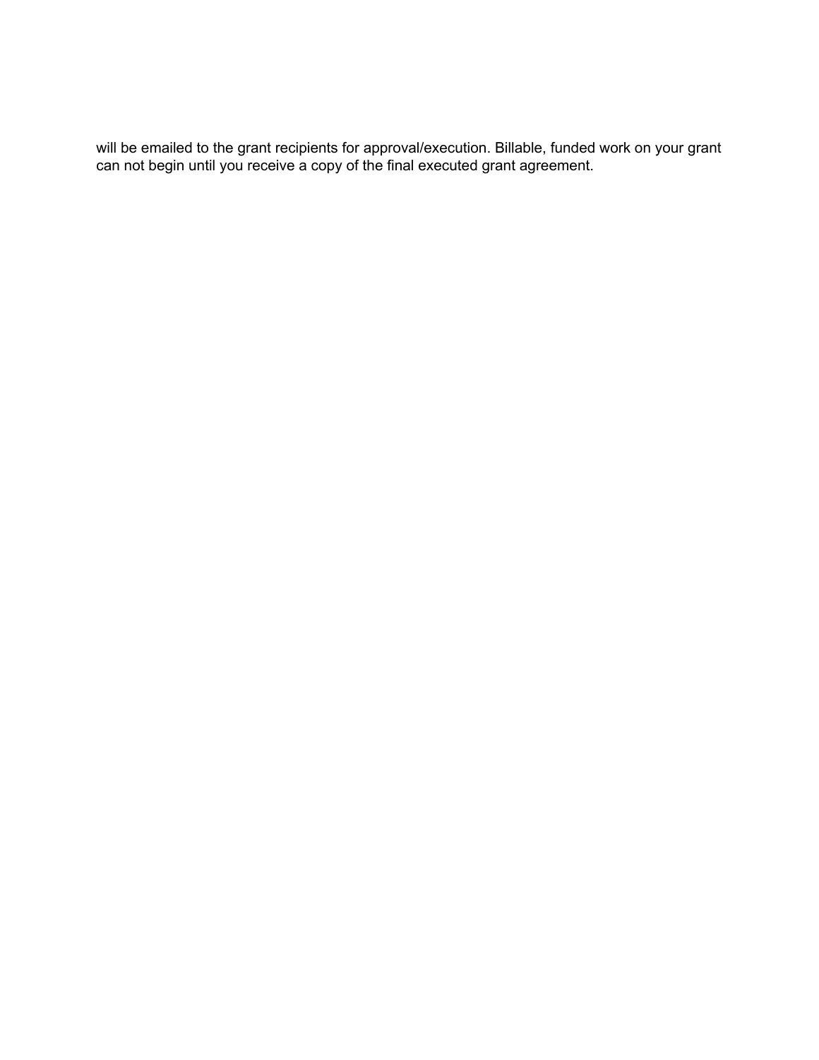will be emailed to the grant recipients for approval/execution. Billable, funded work on your grant can not begin until you receive a copy of the final executed grant agreement.